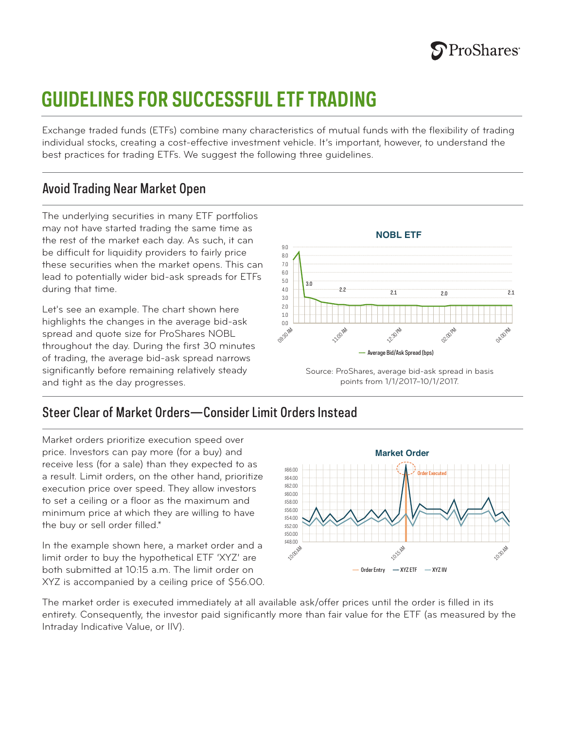# GUIDELINES FOR SUCCESSFUL ETF TRADING

Exchange traded funds (ETFs) combine many characteristics of mutual funds with the flexibility of trading individual stocks, creating a cost-effective investment vehicle. It's important, however, to understand the best practices for trading ETFs. We suggest the following three guidelines.

## Avoid Trading Near Market Open

The underlying securities in many ETF portfolios may not have started trading the same time as the rest of the market each day. As such, it can be difficult for liquidity providers to fairly price these securities when the market opens. This can lead to potentially wider bid-ask spreads for ETFs during that time.

Let's see an example. The chart shown here highlights the changes in the average bid-ask spread and quote size for ProShares NOBL throughout the day. During the first 30 minutes of trading, the average bid-ask spread narrows significantly before remaining relatively steady and tight as the day progresses.

Source: ProShares, average bid-ask spread in basis points from 1/1/2017–10/1/2017.

## Steer Clear of Market Orders—Consider Limit Orders Instead

Market orders prioritize execution speed over price. Investors can pay more (for a buy) and receive less (for a sale) than they expected to as a result. Limit orders, on the other hand, prioritize execution price over speed. They allow investors to set a ceiling or a floor as the maximum and minimum price at which they are willing to have the buy or sell order filled.*

In the example shown here, a market order and a limit order to buy the hypothetical ETF 'XYZ' are both submitted at 10:15 a.m. The limit order on XYZ is accompanied by a ceiling price of $56.00.

The market order is executed immediately at all available ask/offer prices until the order is filled in its entirety. Consequently, the investor paid significantly more than fair value for the ETF (as measured by the Intraday Indicative Value, or IIV).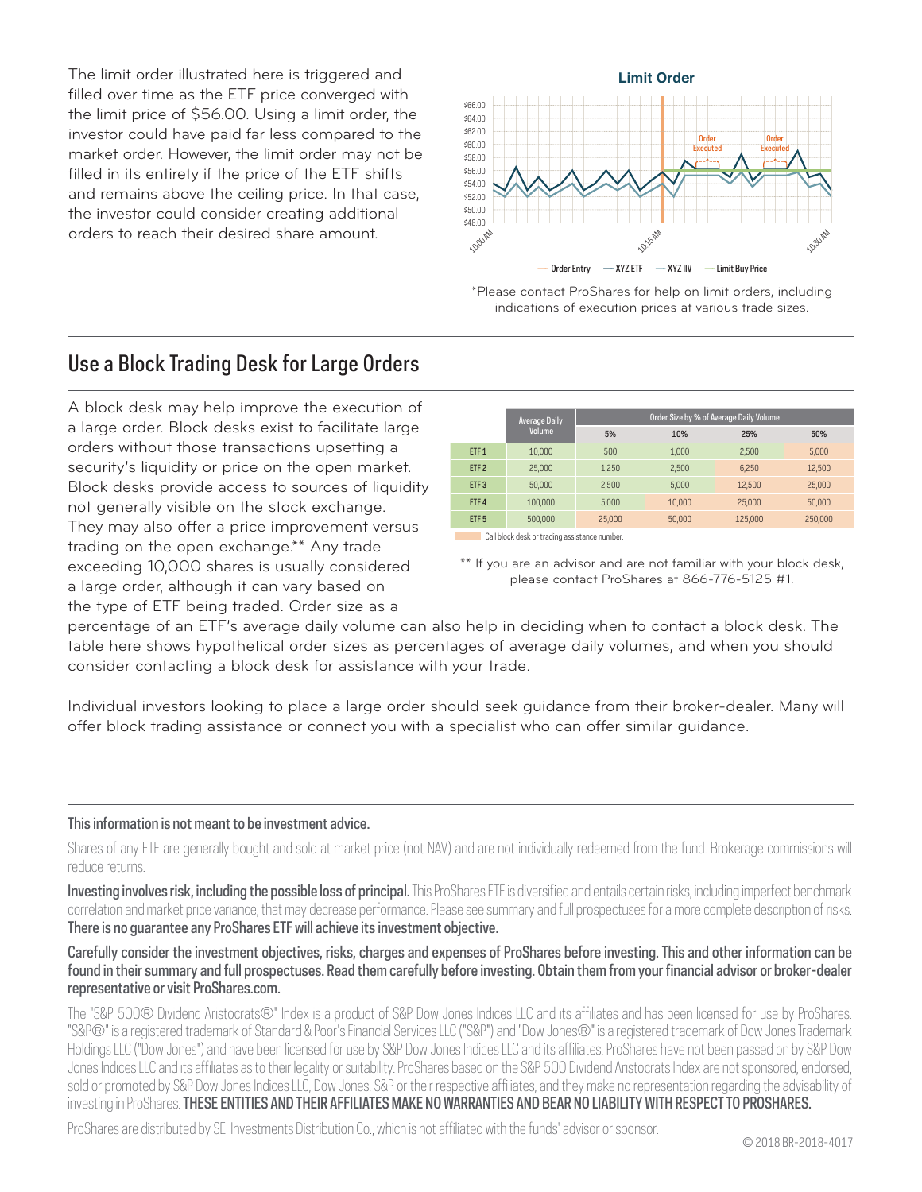The limit order illustrated here is triggered and filled over time as the ETF price converged with the limit price of $56.00. Using a limit order, the investor could have paid far less compared to the market order. However, the limit order may not be filled in its entirety if the price of the ETF shifts and remains above the ceiling price. In that case, the investor could consider creating additional orders to reach their desired share amount.

**Limit Order**

$66.00
$64.00
$62.00
$60.00
$58.00
$56.00
$54.00
$52.00
$50.00
$48.00

Order Executed
Order Executed

10:00 AM
10:15 AM
10:30 AM

Order Entry
XYZ ETF
XYZ IIV
Limit Buy Price

*Please contact ProShares for help on limit orders, including indications of execution prices at various trade sizes.

## Use a Block Trading Desk for Large Orders

A block desk may help improve the execution of a large order. Block desks exist to facilitate large orders without those transactions upsetting a security's liquidity or price on the open market. Block desks provide access to sources of liquidity not generally visible on the stock exchange. They may also offer a price improvement versus trading on the open exchange.** Any trade exceeding 10,000 shares is usually considered a large order, although it can vary based on the type of ETF being traded. Order size as a percentage of an ETF's average daily volume can also help in deciding when to contact a block desk. The table here shows hypothetical order sizes as percentages of average daily volumes, and when you should consider contacting a block desk for assistance with your trade.

| | Average Daily Volume | Order Size by % of Average Daily Volume | | | |
|---|---|---|---|---|---|
| | | 5% | 10% | 25% | 50% |
| ETF 1 | 10,000 | 500 | 1,000 | 2,500 | 5,000 |
| ETF 2 | 25,000 | 1,250 | 2,500 | 6,250 | 12,500 |
| ETF 3 | 50,000 | 2,500 | 5,000 | 12,500 | 25,000 |
| ETF 4 | 100,000 | 5,000 | 10,000 | 25,000 | 50,000 |
| ETF 5 | 500,000 | 25,000 | 50,000 | 125,000 | 250,000 |

Call block desk or trading assistance number.

** If you are an advisor and are not familiar with your block desk, please contact ProShares at 866-776-5125 #1.

Individual investors looking to place a large order should seek guidance from their broker-dealer. Many will offer block trading assistance or connect you with a specialist who can offer similar guidance.

**This information is not meant to be investment advice.**

Shares of any ETF are generally bought and sold at market price (not NAV) and are not individually redeemed from the fund. Brokerage commissions will reduce returns.

**Investing involves risk, including the possible loss of principal.** This ProShares ETF is diversified and entails certain risks, including imperfect benchmark correlation and market price variance, that may decrease performance. Please see summary and full prospectuses for a more complete description of risks. **There is no guarantee any ProShares ETF will achieve its investment objective.**

**Carefully consider the investment objectives, risks, charges and expenses of ProShares before investing. This and other information can be found in their summary and full prospectuses. Read them carefully before investing. Obtain them from your financial advisor or broker-dealer representative or visit ProShares.com.**

The "S&P 500® Dividend Aristocrats®" Index is a product of S&P Dow Jones Indices LLC and its affiliates and has been licensed for use by ProShares. "S&P®" is a registered trademark of Standard & Poor's Financial Services LLC ("S&P") and "Dow Jones®" is a registered trademark of Dow Jones Trademark Holdings LLC ("Dow Jones") and have been licensed for use by S&P Dow Jones Indices LLC and its affiliates. ProShares have not been passed on by S&P Dow Jones Indices LLC and its affiliates as to their legality or suitability. ProShares based on the S&P 500 Dividend Aristocrats Index are not sponsored, endorsed, sold or promoted by S&P Dow Jones Indices LLC, Dow Jones, S&P or their respective affiliates, and they make no representation regarding the advisability of investing in ProShares. **THESE ENTITIES AND THEIR AFFILIATES MAKE NO WARRANTIES AND BEAR NO LIABILITY WITH RESPECT TO PROSHARES.**

ProShares are distributed by SEI Investments Distribution Co., which is not affiliated with the funds' advisor or sponsor.

© 2018 BR-2018-4017